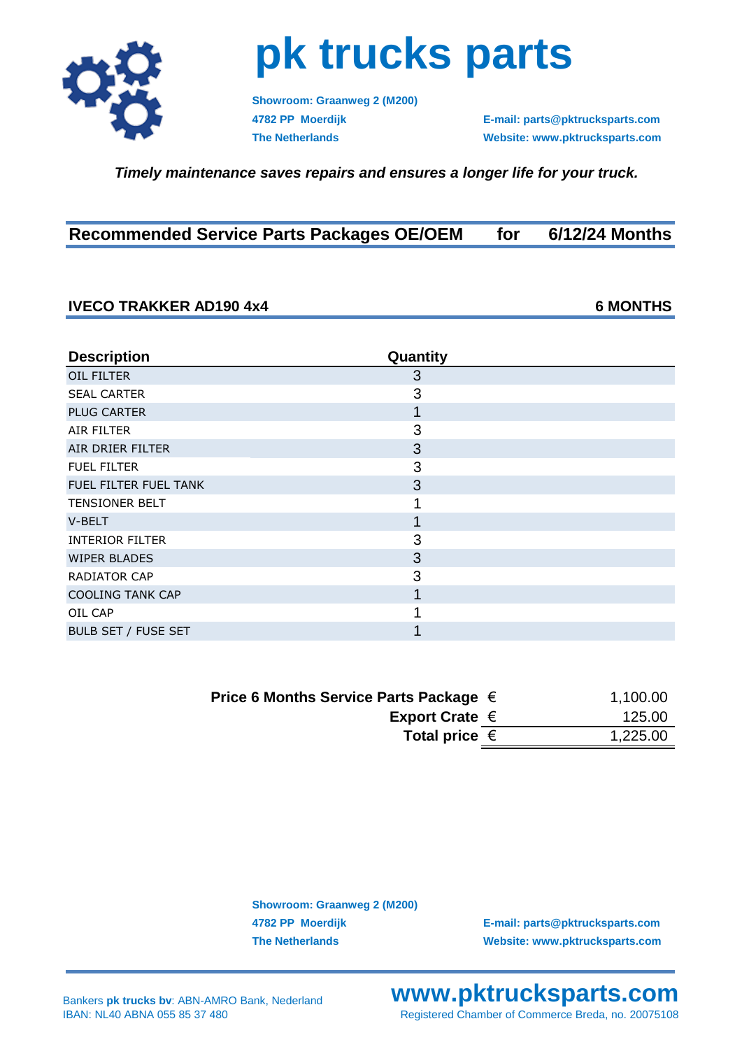# pk trucks parts

**Showroom: Graanweg 2 (M200)**
**4782 PP Moerdijk**
**The Netherlands**

**E-mail: parts@pktrucksparts.com**
**Website: www.pktrucksparts.com**

***Timely maintenance saves repairs and ensures a longer life for your truck.***

## Recommended Service Parts Packages OE/OEM for 6/12/24 Months

### IVECO TRAKKER AD190 4x4 — 6 MONTHS

| Description | Quantity |
|---|---|
| OIL FILTER | 3 |
| SEAL CARTER | 3 |
| PLUG CARTER | 1 |
| AIR FILTER | 3 |
| AIR DRIER FILTER | 3 |
| FUEL FILTER | 3 |
| FUEL FILTER FUEL TANK | 3 |
| TENSIONER BELT | 1 |
| V-BELT | 1 |
| INTERIOR FILTER | 3 |
| WIPER BLADES | 3 |
| RADIATOR CAP | 3 |
| COOLING TANK CAP | 1 |
| OIL CAP | 1 |
| BULB SET / FUSE SET | 1 |

| | | |
|---|---|---|
| **Price 6 Months Service Parts Package** | € | 1,100.00 |
| **Export Crate** | € | 125.00 |
| **Total price** | € | 1,225.00 |

**Showroom: Graanweg 2 (M200)**
**4782 PP Moerdijk**
**The Netherlands**

**E-mail: parts@pktrucksparts.com**
**Website: www.pktrucksparts.com**

Bankers **pk trucks bv**: ABN-AMRO Bank, Nederland
IBAN: NL40 ABNA 055 85 37 480

**www.pktrucksparts.com**
Registered Chamber of Commerce Breda, no. 20075108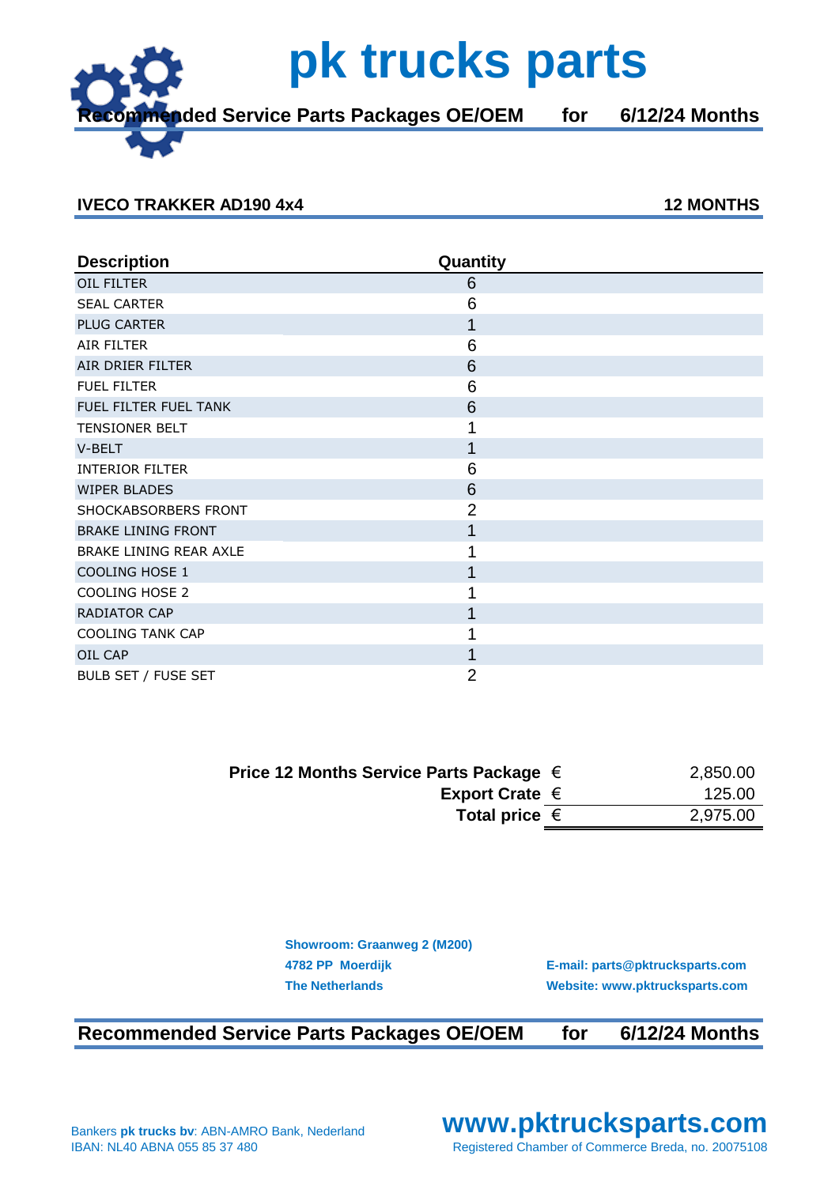# pk trucks parts

**Recommended Service Parts Packages OE/OEM for 6/12/24 Months**

## IVECO TRAKKER AD190 4x4 — 12 MONTHS

| Description | Quantity |
|---|---|
| OIL FILTER | 6 |
| SEAL CARTER | 6 |
| PLUG CARTER | 1 |
| AIR FILTER | 6 |
| AIR DRIER FILTER | 6 |
| FUEL FILTER | 6 |
| FUEL FILTER FUEL TANK | 6 |
| TENSIONER BELT | 1 |
| V-BELT | 1 |
| INTERIOR FILTER | 6 |
| WIPER BLADES | 6 |
| SHOCKABSORBERS FRONT | 2 |
| BRAKE LINING FRONT | 1 |
| BRAKE LINING REAR AXLE | 1 |
| COOLING HOSE 1 | 1 |
| COOLING HOSE 2 | 1 |
| RADIATOR CAP | 1 |
| COOLING TANK CAP | 1 |
| OIL CAP | 1 |
| BULB SET / FUSE SET | 2 |

| | | |
|---|---|---|
| **Price 12 Months Service Parts Package** | € | 2,850.00 |
| **Export Crate** | € | 125.00 |
| **Total price** | € | 2,975.00 |

**Showroom: Graanweg 2 (M200)**
**4782 PP Moerdijk**
**The Netherlands**

**E-mail: parts@pktrucksparts.com**
**Website: www.pktrucksparts.com**

**Recommended Service Parts Packages OE/OEM for 6/12/24 Months**

Bankers **pk trucks bv**: ABN-AMRO Bank, Nederland
IBAN: NL40 ABNA 055 85 37 480

**www.pktrucksparts.com**
Registered Chamber of Commerce Breda, no. 20075108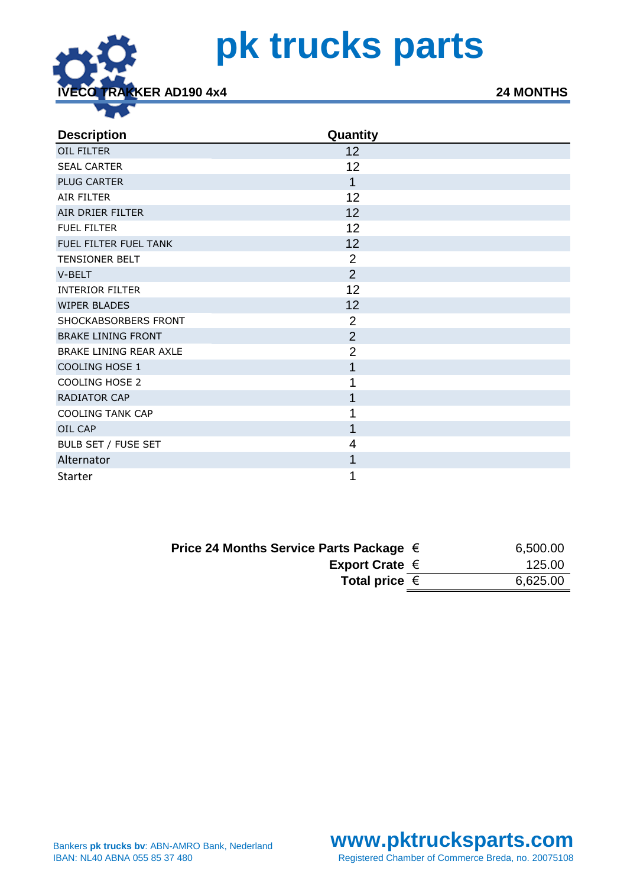# pk trucks parts

**IVECO TRAKKER AD190 4x4** **24 MONTHS**

| Description | Quantity |
|---|---|
| OIL FILTER | 12 |
| SEAL CARTER | 12 |
| PLUG CARTER | 1 |
| AIR FILTER | 12 |
| AIR DRIER FILTER | 12 |
| FUEL FILTER | 12 |
| FUEL FILTER FUEL TANK | 12 |
| TENSIONER BELT | 2 |
| V-BELT | 2 |
| INTERIOR FILTER | 12 |
| WIPER BLADES | 12 |
| SHOCKABSORBERS FRONT | 2 |
| BRAKE LINING FRONT | 2 |
| BRAKE LINING REAR AXLE | 2 |
| COOLING HOSE 1 | 1 |
| COOLING HOSE 2 | 1 |
| RADIATOR CAP | 1 |
| COOLING TANK CAP | 1 |
| OIL CAP | 1 |
| BULB SET / FUSE SET | 4 |
| Alternator | 1 |
| Starter | 1 |

| | | |
|---|---|---|
| **Price 24 Months Service Parts Package** | € | 6,500.00 |
| **Export Crate** | € | 125.00 |
| **Total price** | € | 6,625.00 |

Bankers **pk trucks bv**: ABN-AMRO Bank, Nederland
IBAN: NL40 ABNA 055 85 37 480

**www.pktrucksparts.com**
Registered Chamber of Commerce Breda, no. 20075108